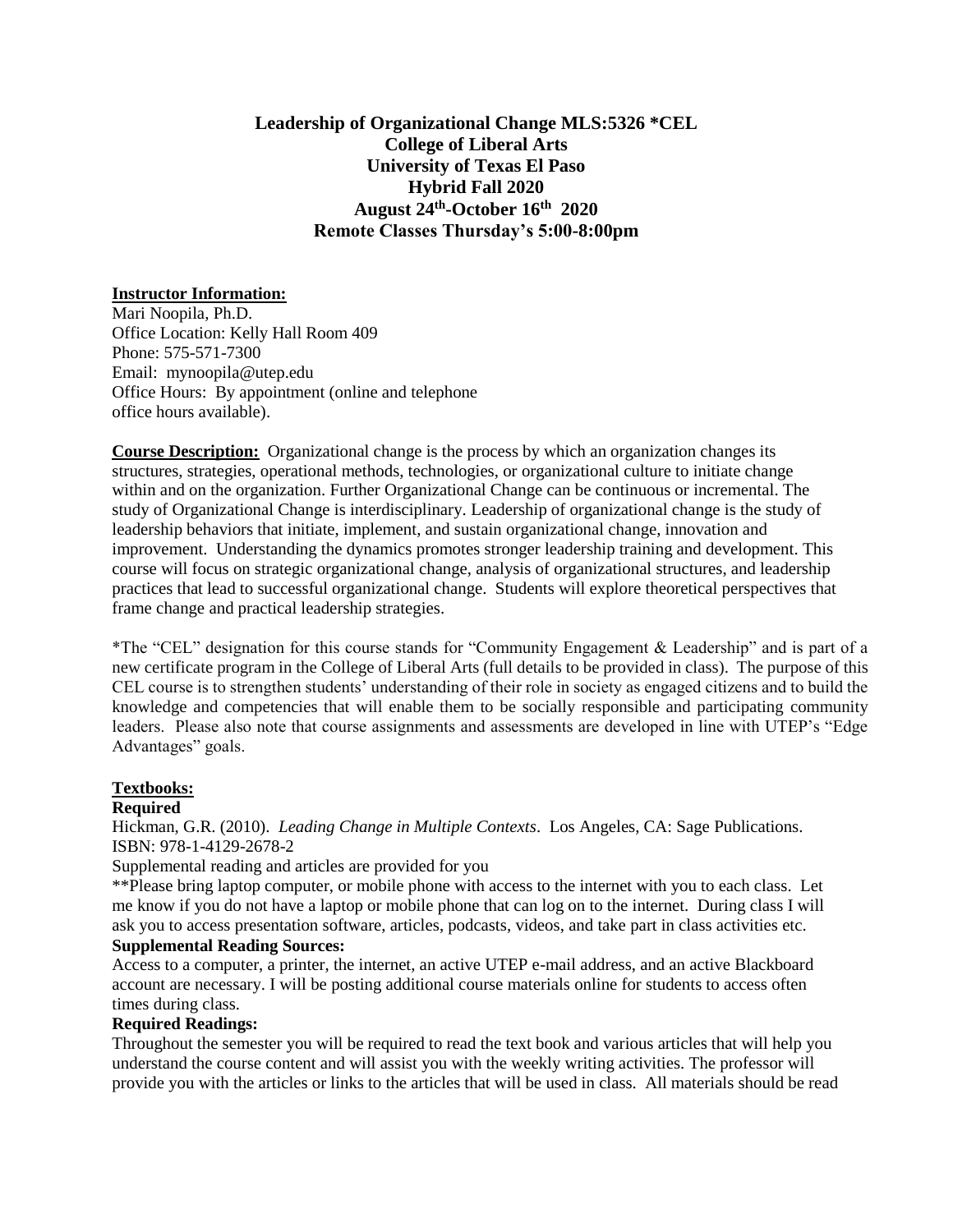# Leadership of Organizational Change MLS:5326 *CEL
## College of Liberal Arts
## University of Texas El Paso
## Hybrid Fall 2020
## August 24th-October 16th 2020
## Remote Classes Thursday's 5:00-8:00pm

**Instructor Information:**

Mari Noopila, Ph.D.
Office Location: Kelly Hall Room 409
Phone: 575-571-7300
Email: mynoopila@utep.edu
Office Hours: By appointment (online and telephone office hours available).

**Course Description:** Organizational change is the process by which an organization changes its structures, strategies, operational methods, technologies, or organizational culture to initiate change within and on the organization. Further Organizational Change can be continuous or incremental. The study of Organizational Change is interdisciplinary. Leadership of organizational change is the study of leadership behaviors that initiate, implement, and sustain organizational change, innovation and improvement. Understanding the dynamics promotes stronger leadership training and development. This course will focus on strategic organizational change, analysis of organizational structures, and leadership practices that lead to successful organizational change. Students will explore theoretical perspectives that frame change and practical leadership strategies.

*The "CEL" designation for this course stands for "Community Engagement & Leadership" and is part of a new certificate program in the College of Liberal Arts (full details to be provided in class). The purpose of this CEL course is to strengthen students' understanding of their role in society as engaged citizens and to build the knowledge and competencies that will enable them to be socially responsible and participating community leaders. Please also note that course assignments and assessments are developed in line with UTEP's "Edge Advantages" goals.

**Textbooks:**

**Required**

Hickman, G.R. (2010). *Leading Change in Multiple Contexts*. Los Angeles, CA: Sage Publications. ISBN: 978-1-4129-2678-2

Supplemental reading and articles are provided for you

**Please bring laptop computer, or mobile phone with access to the internet with you to each class. Let me know if you do not have a laptop or mobile phone that can log on to the internet. During class I will ask you to access presentation software, articles, podcasts, videos, and take part in class activities etc.

**Supplemental Reading Sources:**

Access to a computer, a printer, the internet, an active UTEP e-mail address, and an active Blackboard account are necessary. I will be posting additional course materials online for students to access often times during class.

**Required Readings:**

Throughout the semester you will be required to read the text book and various articles that will help you understand the course content and will assist you with the weekly writing activities. The professor will provide you with the articles or links to the articles that will be used in class. All materials should be read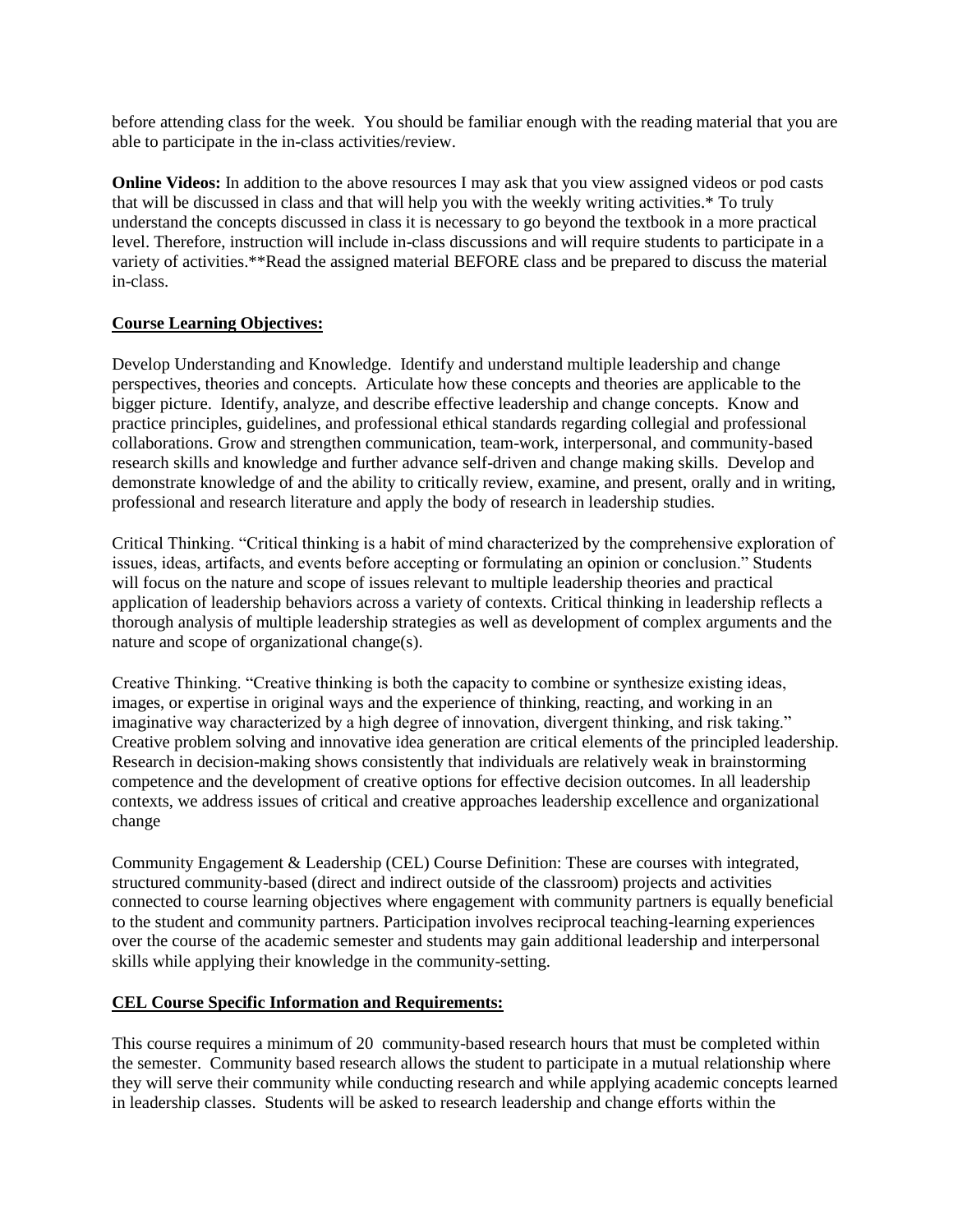before attending class for the week. You should be familiar enough with the reading material that you are able to participate in the in-class activities/review.

**Online Videos:** In addition to the above resources I may ask that you view assigned videos or pod casts that will be discussed in class and that will help you with the weekly writing activities.* To truly understand the concepts discussed in class it is necessary to go beyond the textbook in a more practical level. Therefore, instruction will include in-class discussions and will require students to participate in a variety of activities.**Read the assigned material BEFORE class and be prepared to discuss the material in-class.

**Course Learning Objectives:**

Develop Understanding and Knowledge. Identify and understand multiple leadership and change perspectives, theories and concepts. Articulate how these concepts and theories are applicable to the bigger picture. Identify, analyze, and describe effective leadership and change concepts. Know and practice principles, guidelines, and professional ethical standards regarding collegial and professional collaborations. Grow and strengthen communication, team-work, interpersonal, and community-based research skills and knowledge and further advance self-driven and change making skills. Develop and demonstrate knowledge of and the ability to critically review, examine, and present, orally and in writing, professional and research literature and apply the body of research in leadership studies.

Critical Thinking. "Critical thinking is a habit of mind characterized by the comprehensive exploration of issues, ideas, artifacts, and events before accepting or formulating an opinion or conclusion." Students will focus on the nature and scope of issues relevant to multiple leadership theories and practical application of leadership behaviors across a variety of contexts. Critical thinking in leadership reflects a thorough analysis of multiple leadership strategies as well as development of complex arguments and the nature and scope of organizational change(s).

Creative Thinking. "Creative thinking is both the capacity to combine or synthesize existing ideas, images, or expertise in original ways and the experience of thinking, reacting, and working in an imaginative way characterized by a high degree of innovation, divergent thinking, and risk taking." Creative problem solving and innovative idea generation are critical elements of the principled leadership. Research in decision-making shows consistently that individuals are relatively weak in brainstorming competence and the development of creative options for effective decision outcomes. In all leadership contexts, we address issues of critical and creative approaches leadership excellence and organizational change

Community Engagement & Leadership (CEL) Course Definition: These are courses with integrated, structured community-based (direct and indirect outside of the classroom) projects and activities connected to course learning objectives where engagement with community partners is equally beneficial to the student and community partners. Participation involves reciprocal teaching-learning experiences over the course of the academic semester and students may gain additional leadership and interpersonal skills while applying their knowledge in the community-setting.

**CEL Course Specific Information and Requirements:**

This course requires a minimum of 20 community-based research hours that must be completed within the semester. Community based research allows the student to participate in a mutual relationship where they will serve their community while conducting research and while applying academic concepts learned in leadership classes. Students will be asked to research leadership and change efforts within the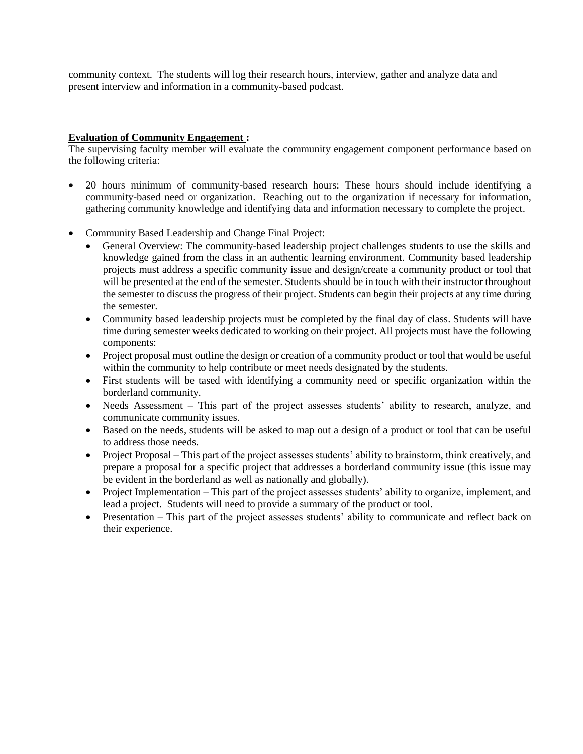community context. The students will log their research hours, interview, gather and analyze data and present interview and information in a community-based podcast.

**Evaluation of Community Engagement :**

The supervising faculty member will evaluate the community engagement component performance based on the following criteria:

- 20 hours minimum of community-based research hours: These hours should include identifying a community-based need or organization. Reaching out to the organization if necessary for information, gathering community knowledge and identifying data and information necessary to complete the project.
- Community Based Leadership and Change Final Project:
  - General Overview: The community-based leadership project challenges students to use the skills and knowledge gained from the class in an authentic learning environment. Community based leadership projects must address a specific community issue and design/create a community product or tool that will be presented at the end of the semester. Students should be in touch with their instructor throughout the semester to discuss the progress of their project. Students can begin their projects at any time during the semester.
  - Community based leadership projects must be completed by the final day of class. Students will have time during semester weeks dedicated to working on their project. All projects must have the following components:
  - Project proposal must outline the design or creation of a community product or tool that would be useful within the community to help contribute or meet needs designated by the students.
  - First students will be tased with identifying a community need or specific organization within the borderland community.
  - Needs Assessment – This part of the project assesses students' ability to research, analyze, and communicate community issues.
  - Based on the needs, students will be asked to map out a design of a product or tool that can be useful to address those needs.
  - Project Proposal – This part of the project assesses students' ability to brainstorm, think creatively, and prepare a proposal for a specific project that addresses a borderland community issue (this issue may be evident in the borderland as well as nationally and globally).
  - Project Implementation – This part of the project assesses students' ability to organize, implement, and lead a project. Students will need to provide a summary of the product or tool.
  - Presentation – This part of the project assesses students' ability to communicate and reflect back on their experience.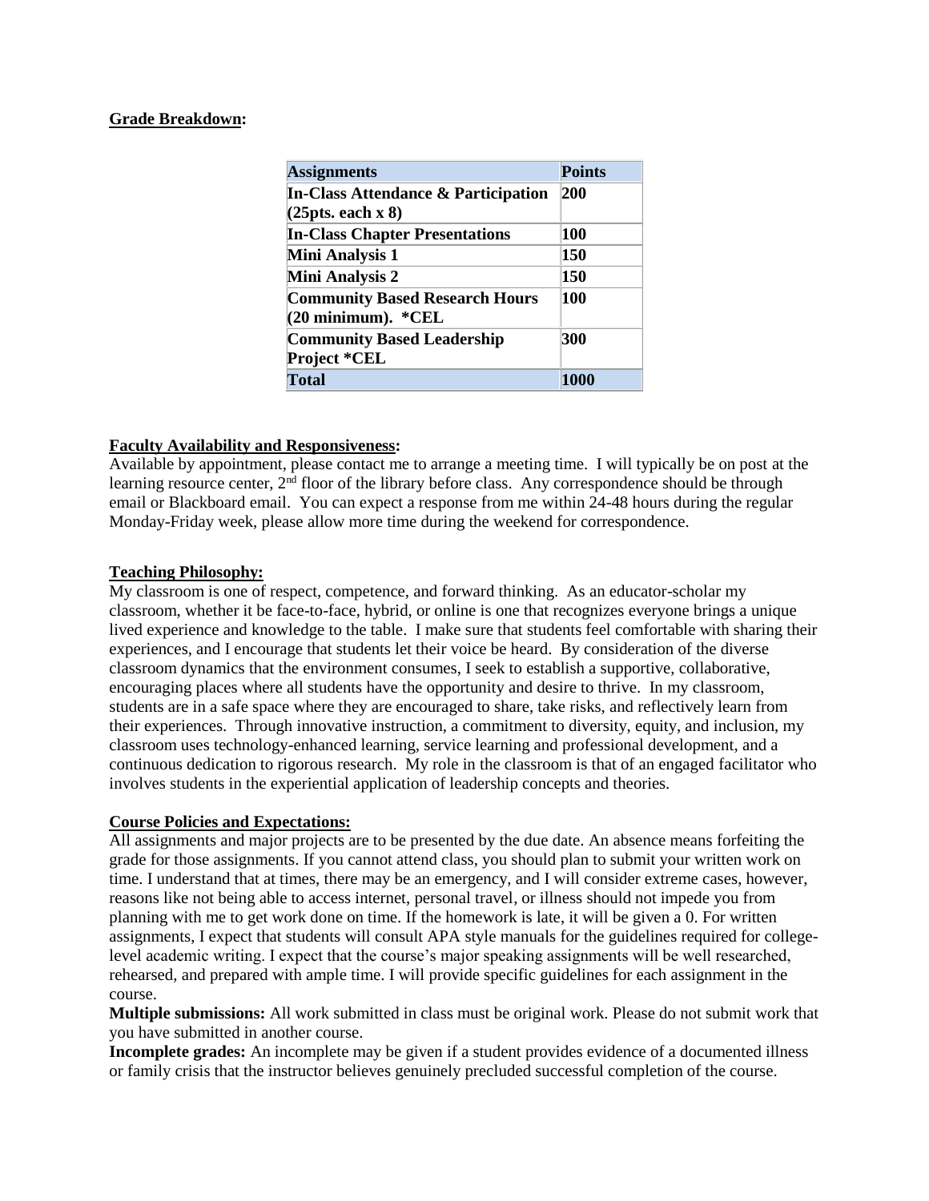**Grade Breakdown:**

| Assignments | Points |
|---|---|
| **In-Class Attendance & Participation (25pts. each x 8)** | **200** |
| **In-Class Chapter Presentations** | **100** |
| **Mini Analysis 1** | **150** |
| **Mini Analysis 2** | **150** |
| **Community Based Research Hours (20 minimum). *CEL** | **100** |
| **Community Based Leadership Project *CEL** | **300** |
| **Total** | **1000** |

**Faculty Availability and Responsiveness:**
Available by appointment, please contact me to arrange a meeting time. I will typically be on post at the learning resource center, 2nd floor of the library before class. Any correspondence should be through email or Blackboard email. You can expect a response from me within 24-48 hours during the regular Monday-Friday week, please allow more time during the weekend for correspondence.

**Teaching Philosophy:**
My classroom is one of respect, competence, and forward thinking. As an educator-scholar my classroom, whether it be face-to-face, hybrid, or online is one that recognizes everyone brings a unique lived experience and knowledge to the table. I make sure that students feel comfortable with sharing their experiences, and I encourage that students let their voice be heard. By consideration of the diverse classroom dynamics that the environment consumes, I seek to establish a supportive, collaborative, encouraging places where all students have the opportunity and desire to thrive. In my classroom, students are in a safe space where they are encouraged to share, take risks, and reflectively learn from their experiences. Through innovative instruction, a commitment to diversity, equity, and inclusion, my classroom uses technology-enhanced learning, service learning and professional development, and a continuous dedication to rigorous research. My role in the classroom is that of an engaged facilitator who involves students in the experiential application of leadership concepts and theories.

**Course Policies and Expectations:**
All assignments and major projects are to be presented by the due date. An absence means forfeiting the grade for those assignments. If you cannot attend class, you should plan to submit your written work on time. I understand that at times, there may be an emergency, and I will consider extreme cases, however, reasons like not being able to access internet, personal travel, or illness should not impede you from planning with me to get work done on time. If the homework is late, it will be given a 0. For written assignments, I expect that students will consult APA style manuals for the guidelines required for college-level academic writing. I expect that the course's major speaking assignments will be well researched, rehearsed, and prepared with ample time. I will provide specific guidelines for each assignment in the course.

**Multiple submissions:** All work submitted in class must be original work. Please do not submit work that you have submitted in another course.

**Incomplete grades:** An incomplete may be given if a student provides evidence of a documented illness or family crisis that the instructor believes genuinely precluded successful completion of the course.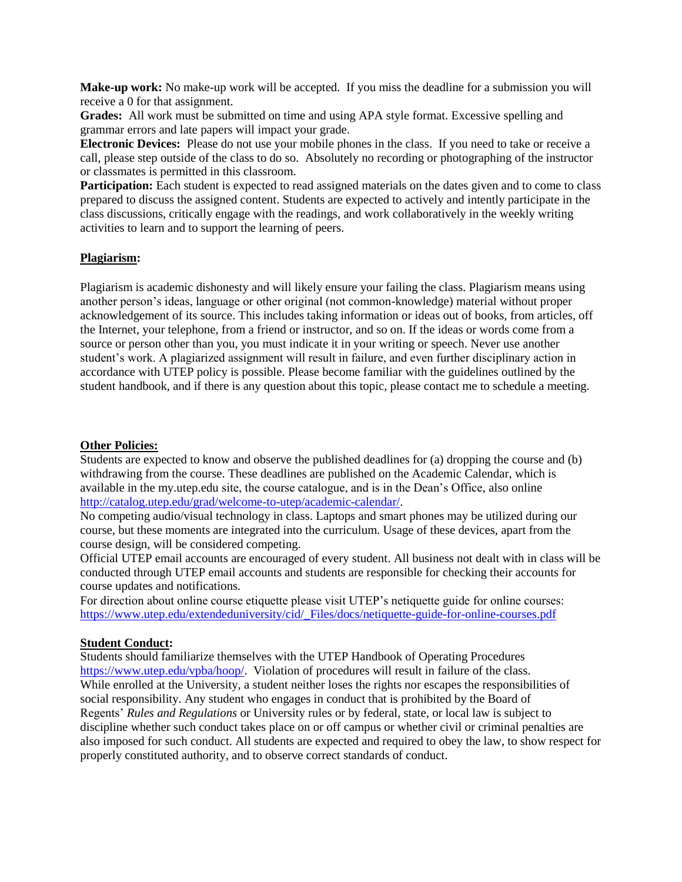**Make-up work:** No make-up work will be accepted. If you miss the deadline for a submission you will receive a 0 for that assignment.
**Grades:** All work must be submitted on time and using APA style format. Excessive spelling and grammar errors and late papers will impact your grade.
**Electronic Devices:** Please do not use your mobile phones in the class. If you need to take or receive a call, please step outside of the class to do so. Absolutely no recording or photographing of the instructor or classmates is permitted in this classroom.
**Participation:** Each student is expected to read assigned materials on the dates given and to come to class prepared to discuss the assigned content. Students are expected to actively and intently participate in the class discussions, critically engage with the readings, and work collaboratively in the weekly writing activities to learn and to support the learning of peers.

**Plagiarism:**

Plagiarism is academic dishonesty and will likely ensure your failing the class. Plagiarism means using another person's ideas, language or other original (not common-knowledge) material without proper acknowledgement of its source. This includes taking information or ideas out of books, from articles, off the Internet, your telephone, from a friend or instructor, and so on. If the ideas or words come from a source or person other than you, you must indicate it in your writing or speech. Never use another student's work. A plagiarized assignment will result in failure, and even further disciplinary action in accordance with UTEP policy is possible. Please become familiar with the guidelines outlined by the student handbook, and if there is any question about this topic, please contact me to schedule a meeting.

**Other Policies:**
Students are expected to know and observe the published deadlines for (a) dropping the course and (b) withdrawing from the course. These deadlines are published on the Academic Calendar, which is available in the my.utep.edu site, the course catalogue, and is in the Dean's Office, also online [http://catalog.utep.edu/grad/welcome-to-utep/academic-calendar/](http://catalog.utep.edu/grad/welcome-to-utep/academic-calendar/).
No competing audio/visual technology in class. Laptops and smart phones may be utilized during our course, but these moments are integrated into the curriculum. Usage of these devices, apart from the course design, will be considered competing.
Official UTEP email accounts are encouraged of every student. All business not dealt with in class will be conducted through UTEP email accounts and students are responsible for checking their accounts for course updates and notifications.
For direction about online course etiquette please visit UTEP's netiquette guide for online courses: [https://www.utep.edu/extendeduniversity/cid/_Files/docs/netiquette-guide-for-online-courses.pdf](https://www.utep.edu/extendeduniversity/cid/_Files/docs/netiquette-guide-for-online-courses.pdf)

**Student Conduct:**
Students should familiarize themselves with the UTEP Handbook of Operating Procedures [https://www.utep.edu/vpba/hoop/](https://www.utep.edu/vpba/hoop/). Violation of procedures will result in failure of the class.
While enrolled at the University, a student neither loses the rights nor escapes the responsibilities of social responsibility. Any student who engages in conduct that is prohibited by the Board of Regents' *Rules and Regulations* or University rules or by federal, state, or local law is subject to discipline whether such conduct takes place on or off campus or whether civil or criminal penalties are also imposed for such conduct. All students are expected and required to obey the law, to show respect for properly constituted authority, and to observe correct standards of conduct.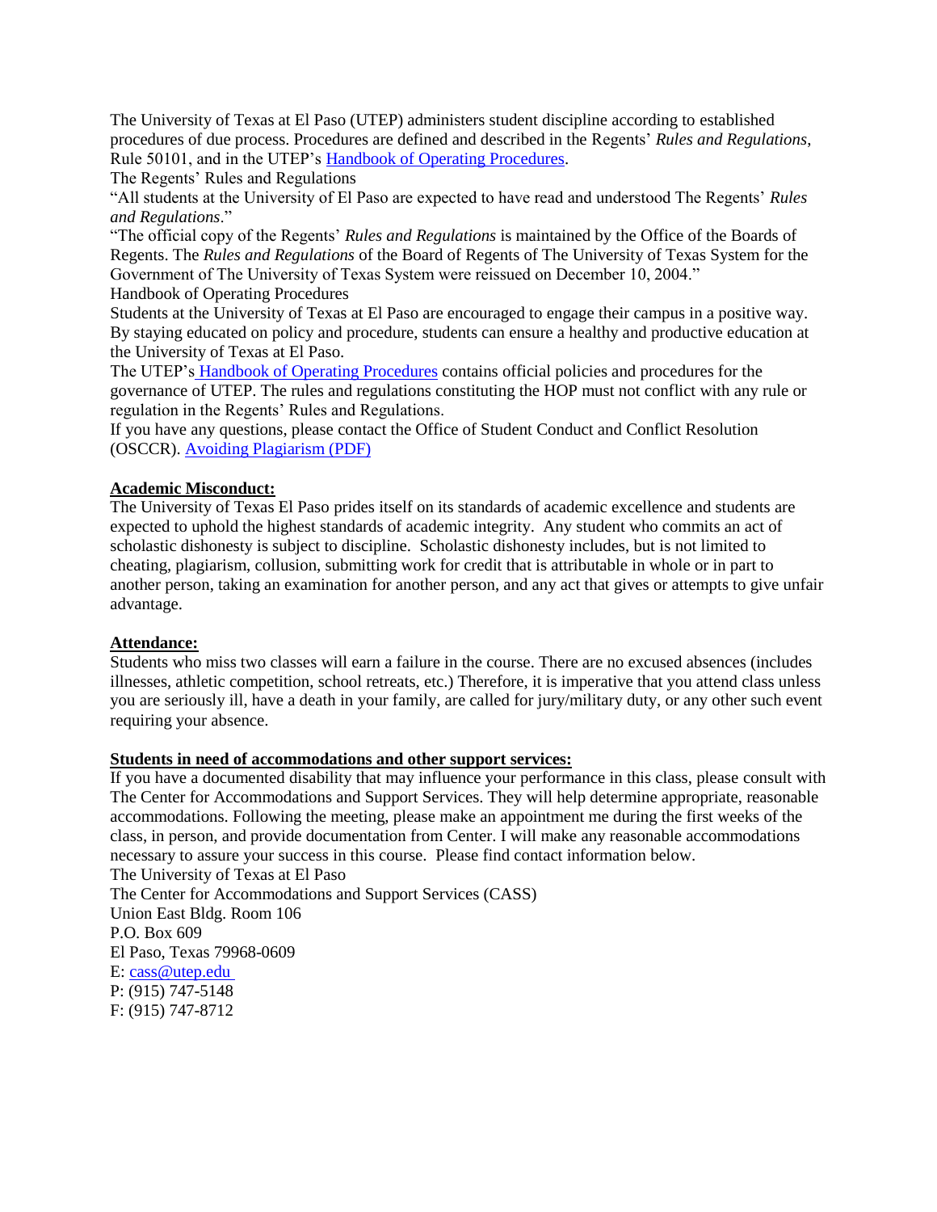The University of Texas at El Paso (UTEP) administers student discipline according to established procedures of due process. Procedures are defined and described in the Regents' *Rules and Regulations*, Rule 50101, and in the UTEP's [Handbook of Operating Procedures](#).

The Regents' Rules and Regulations

"All students at the University of El Paso are expected to have read and understood The Regents' *Rules and Regulations*."

"The official copy of the Regents' *Rules and Regulations* is maintained by the Office of the Boards of Regents. The *Rules and Regulations* of the Board of Regents of The University of Texas System for the Government of The University of Texas System were reissued on December 10, 2004."

Handbook of Operating Procedures

Students at the University of Texas at El Paso are encouraged to engage their campus in a positive way. By staying educated on policy and procedure, students can ensure a healthy and productive education at the University of Texas at El Paso.

The UTEP's [Handbook of Operating Procedures](#) contains official policies and procedures for the governance of UTEP. The rules and regulations constituting the HOP must not conflict with any rule or regulation in the Regents' Rules and Regulations.

If you have any questions, please contact the Office of Student Conduct and Conflict Resolution (OSCCR). [Avoiding Plagiarism (PDF)](#)

**Academic Misconduct:**

The University of Texas El Paso prides itself on its standards of academic excellence and students are expected to uphold the highest standards of academic integrity. Any student who commits an act of scholastic dishonesty is subject to discipline. Scholastic dishonesty includes, but is not limited to cheating, plagiarism, collusion, submitting work for credit that is attributable in whole or in part to another person, taking an examination for another person, and any act that gives or attempts to give unfair advantage.

**Attendance:**

Students who miss two classes will earn a failure in the course. There are no excused absences (includes illnesses, athletic competition, school retreats, etc.) Therefore, it is imperative that you attend class unless you are seriously ill, have a death in your family, are called for jury/military duty, or any other such event requiring your absence.

**Students in need of accommodations and other support services:**

If you have a documented disability that may influence your performance in this class, please consult with The Center for Accommodations and Support Services. They will help determine appropriate, reasonable accommodations. Following the meeting, please make an appointment me during the first weeks of the class, in person, and provide documentation from Center. I will make any reasonable accommodations necessary to assure your success in this course. Please find contact information below.

The University of Texas at El Paso
The Center for Accommodations and Support Services (CASS)
Union East Bldg. Room 106
P.O. Box 609
El Paso, Texas 79968-0609
E: cass@utep.edu
P: (915) 747-5148
F: (915) 747-8712